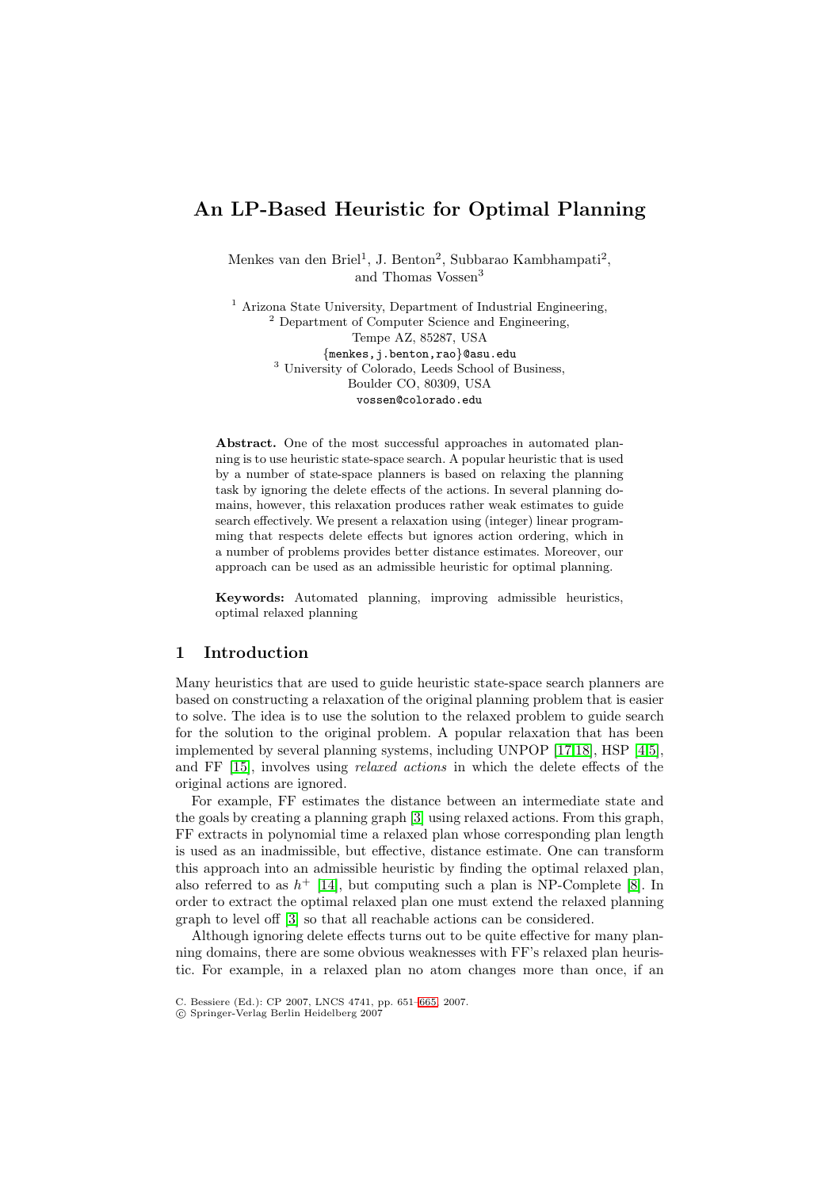# An LP-Based Heuristic for Optimal Planning

Menkes van den Briel[1], J. Benton[2], Subbarao Kambhampati[2], and Thomas Vossen[3]

[1] Arizona State University, Department of Industrial Engineering,
[2] Department of Computer Science and Engineering,
Tempe AZ, 85287, USA
{menkes,j.benton,rao}@asu.edu
[3] University of Colorado, Leeds School of Business,
Boulder CO, 80309, USA
vossen@colorado.edu

**Abstract.** One of the most successful approaches in automated planning is to use heuristic state-space search. A popular heuristic that is used by a number of state-space planners is based on relaxing the planning task by ignoring the delete effects of the actions. In several planning domains, however, this relaxation produces rather weak estimates to guide search effectively. We present a relaxation using (integer) linear programming that respects delete effects but ignores action ordering, which in a number of problems provides better distance estimates. Moreover, our approach can be used as an admissible heuristic for optimal planning.

**Keywords:** Automated planning, improving admissible heuristics, optimal relaxed planning

## 1 Introduction

Many heuristics that are used to guide heuristic state-space search planners are based on constructing a relaxation of the original planning problem that is easier to solve. The idea is to use the solution to the relaxed problem to guide search for the solution to the original problem. A popular relaxation that has been implemented by several planning systems, including UNPOP [17,18], HSP [4,5], and FF [15], involves using *relaxed actions* in which the delete effects of the original actions are ignored.

For example, FF estimates the distance between an intermediate state and the goals by creating a planning graph [3] using relaxed actions. From this graph, FF extracts in polynomial time a relaxed plan whose corresponding plan length is used as an inadmissible, but effective, distance estimate. One can transform this approach into an admissible heuristic by finding the optimal relaxed plan, also referred to as $h^+$ [14], but computing such a plan is NP-Complete [8]. In order to extract the optimal relaxed plan one must extend the relaxed planning graph to level off [3] so that all reachable actions can be considered.

Although ignoring delete effects turns out to be quite effective for many planning domains, there are some obvious weaknesses with FF's relaxed plan heuristic. For example, in a relaxed plan no atom changes more than once, if an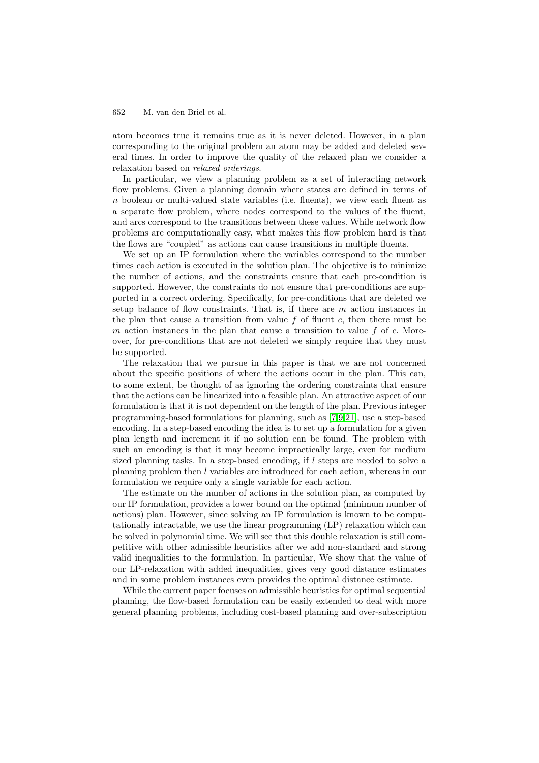atom becomes true it remains true as it is never deleted. However, in a plan corresponding to the original problem an atom may be added and deleted several times. In order to improve the quality of the relaxed plan we consider a relaxation based on *relaxed orderings*.

In particular, we view a planning problem as a set of interacting network flow problems. Given a planning domain where states are defined in terms of $n$ boolean or multi-valued state variables (i.e. fluents), we view each fluent as a separate flow problem, where nodes correspond to the values of the fluent, and arcs correspond to the transitions between these values. While network flow problems are computationally easy, what makes this flow problem hard is that the flows are "coupled" as actions can cause transitions in multiple fluents.

We set up an IP formulation where the variables correspond to the number times each action is executed in the solution plan. The objective is to minimize the number of actions, and the constraints ensure that each pre-condition is supported. However, the constraints do not ensure that pre-conditions are supported in a correct ordering. Specifically, for pre-conditions that are deleted we setup balance of flow constraints. That is, if there are $m$ action instances in the plan that cause a transition from value $f$ of fluent $c$, then there must be $m$ action instances in the plan that cause a transition to value $f$ of $c$. Moreover, for pre-conditions that are not deleted we simply require that they must be supported.

The relaxation that we pursue in this paper is that we are not concerned about the specific positions of where the actions occur in the plan. This can, to some extent, be thought of as ignoring the ordering constraints that ensure that the actions can be linearized into a feasible plan. An attractive aspect of our formulation is that it is not dependent on the length of the plan. Previous integer programming-based formulations for planning, such as [7,9,21], use a step-based encoding. In a step-based encoding the idea is to set up a formulation for a given plan length and increment it if no solution can be found. The problem with such an encoding is that it may become impractically large, even for medium sized planning tasks. In a step-based encoding, if $l$ steps are needed to solve a planning problem then $l$ variables are introduced for each action, whereas in our formulation we require only a single variable for each action.

The estimate on the number of actions in the solution plan, as computed by our IP formulation, provides a lower bound on the optimal (minimum number of actions) plan. However, since solving an IP formulation is known to be computationally intractable, we use the linear programming (LP) relaxation which can be solved in polynomial time. We will see that this double relaxation is still competitive with other admissible heuristics after we add non-standard and strong valid inequalities to the formulation. In particular, We show that the value of our LP-relaxation with added inequalities, gives very good distance estimates and in some problem instances even provides the optimal distance estimate.

While the current paper focuses on admissible heuristics for optimal sequential planning, the flow-based formulation can be easily extended to deal with more general planning problems, including cost-based planning and over-subscription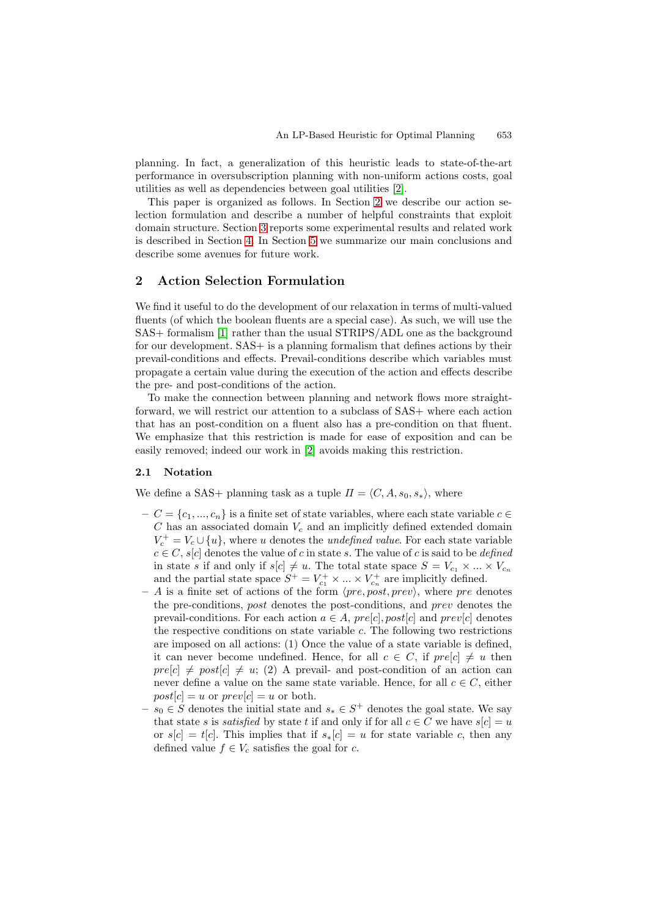planning. In fact, a generalization of this heuristic leads to state-of-the-art performance in oversubscription planning with non-uniform actions costs, goal utilities as well as dependencies between goal utilities [2].

This paper is organized as follows. In Section 2 we describe our action selection formulation and describe a number of helpful constraints that exploit domain structure. Section 3 reports some experimental results and related work is described in Section 4. In Section 5 we summarize our main conclusions and describe some avenues for future work.

## 2 Action Selection Formulation

We find it useful to do the development of our relaxation in terms of multi-valued fluents (of which the boolean fluents are a special case). As such, we will use the SAS+ formalism [1] rather than the usual STRIPS/ADL one as the background for our development. SAS+ is a planning formalism that defines actions by their prevail-conditions and effects. Prevail-conditions describe which variables must propagate a certain value during the execution of the action and effects describe the pre- and post-conditions of the action.

To make the connection between planning and network flows more straightforward, we will restrict our attention to a subclass of SAS+ where each action that has an post-condition on a fluent also has a pre-condition on that fluent. We emphasize that this restriction is made for ease of exposition and can be easily removed; indeed our work in [2] avoids making this restriction.

### 2.1 Notation

We define a SAS+ planning task as a tuple $\Pi = \langle C, A, s_0, s_* \rangle$, where

- $C = \{c_1, ..., c_n\}$ is a finite set of state variables, where each state variable $c \in C$ has an associated domain $V_c$ and an implicitly defined extended domain $V_c^+ = V_c \cup \{u\}$, where $u$ denotes the *undefined value*. For each state variable $c \in C$, $s[c]$ denotes the value of $c$ in state $s$. The value of $c$ is said to be *defined* in state $s$ if and only if $s[c] \neq u$. The total state space $S = V_{c_1} \times ... \times V_{c_n}$ and the partial state space $S^+ = V_{c_1}^+ \times ... \times V_{c_n}^+$ are implicitly defined.
- $A$ is a finite set of actions of the form $\langle pre, post, prev \rangle$, where $pre$ denotes the pre-conditions, $post$ denotes the post-conditions, and $prev$ denotes the prevail-conditions. For each action $a \in A$, $pre[c], post[c]$ and $prev[c]$ denotes the respective conditions on state variable $c$. The following two restrictions are imposed on all actions: (1) Once the value of a state variable is defined, it can never become undefined. Hence, for all $c \in C$, if $pre[c] \neq u$ then $pre[c] \neq post[c] \neq u$; (2) A prevail- and post-condition of an action can never define a value on the same state variable. Hence, for all $c \in C$, either $post[c] = u$ or $prev[c] = u$ or both.
- $s_0 \in S$ denotes the initial state and $s_* \in S^+$ denotes the goal state. We say that state $s$ is *satisfied* by state $t$ if and only if for all $c \in C$ we have $s[c] = u$ or $s[c] = t[c]$. This implies that if $s_*[c] = u$ for state variable $c$, then any defined value $f \in V_c$ satisfies the goal for $c$.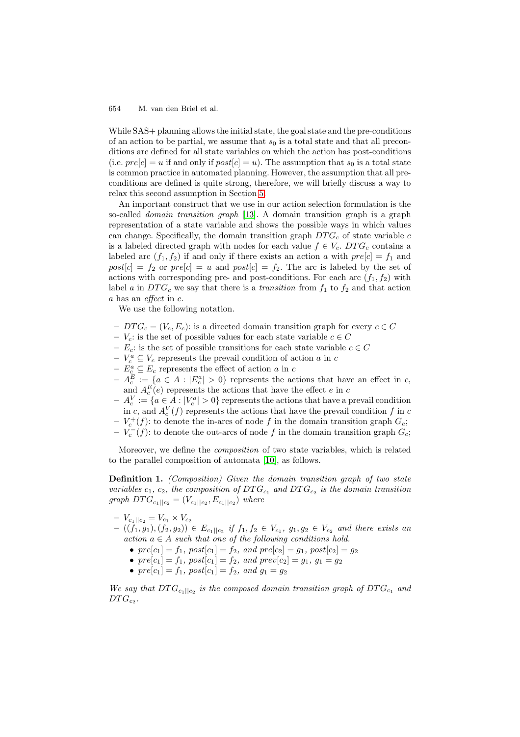While SAS+ planning allows the initial state, the goal state and the pre-conditions of an action to be partial, we assume that $s_0$ is a total state and that all preconditions are defined for all state variables on which the action has post-conditions (i.e. $pre[c] = u$ if and only if $post[c] = u$). The assumption that $s_0$ is a total state is common practice in automated planning. However, the assumption that all preconditions are defined is quite strong, therefore, we will briefly discuss a way to relax this second assumption in Section 5.

An important construct that we use in our action selection formulation is the so-called *domain transition graph* [13]. A domain transition graph is a graph representation of a state variable and shows the possible ways in which values can change. Specifically, the domain transition graph $DTG_c$ of state variable $c$ is a labeled directed graph with nodes for each value $f \in V_c$. $DTG_c$ contains a labeled arc $(f_1, f_2)$ if and only if there exists an action $a$ with $pre[c] = f_1$ and $post[c] = f_2$ or $pre[c] = u$ and $post[c] = f_2$. The arc is labeled by the set of actions with corresponding pre- and post-conditions. For each arc $(f_1, f_2)$ with label $a$ in $DTG_c$ we say that there is a *transition* from $f_1$ to $f_2$ and that action $a$ has an *effect* in $c$.

We use the following notation.

- $DTG_c = (V_c, E_c)$: is a directed domain transition graph for every $c \in C$
- $V_c$: is the set of possible values for each state variable $c \in C$
- $E_c$: is the set of possible transitions for each state variable $c \in C$
- $V_c^a \subseteq V_c$ represents the prevail condition of action $a$ in $c$
- $E_c^a \subseteq E_c$ represents the effect of action $a$ in $c$
- $A_c^E := \{a \in A : |E_c^a| > 0\}$ represents the actions that have an effect in $c$, and $A_c^E(e)$ represents the actions that have the effect $e$ in $c$
- $A_c^V := \{a \in A : |V_c^a| > 0\}$ represents the actions that have a prevail condition in $c$, and $A_c^V(f)$ represents the actions that have the prevail condition $f$ in $c$
- $V_c^+(f)$: to denote the in-arcs of node $f$ in the domain transition graph $G_c$;
- $V_c^-(f)$: to denote the out-arcs of node $f$ in the domain transition graph $G_c$;

Moreover, we define the *composition* of two state variables, which is related to the parallel composition of automata [10], as follows.

**Definition 1.** *(Composition) Given the domain transition graph of two state variables $c_1$, $c_2$, the composition of $DTG_{c_1}$ and $DTG_{c_2}$ is the domain transition graph $DTG_{c_1||c_2} = (V_{c_1||c_2}, E_{c_1||c_2})$ where*

- $V_{c_1||c_2} = V_{c_1} \times V_{c_2}$
- $((f_1, g_1), (f_2, g_2)) \in E_{c_1||c_2}$ *if* $f_1, f_2 \in V_{c_1}$, $g_1, g_2 \in V_{c_2}$ *and there exists an action $a \in A$ such that one of the following conditions hold.*
  - $pre[c_1] = f_1$, $post[c_1] = f_2$, *and* $pre[c_2] = g_1$, $post[c_2] = g_2$
  - $pre[c_1] = f_1$, $post[c_1] = f_2$, *and* $prev[c_2] = g_1$, $g_1 = g_2$
  - $pre[c_1] = f_1$, $post[c_1] = f_2$, *and* $g_1 = g_2$

*We say that $DTG_{c_1||c_2}$ is the composed domain transition graph of $DTG_{c_1}$ and $DTG_{c_2}$.*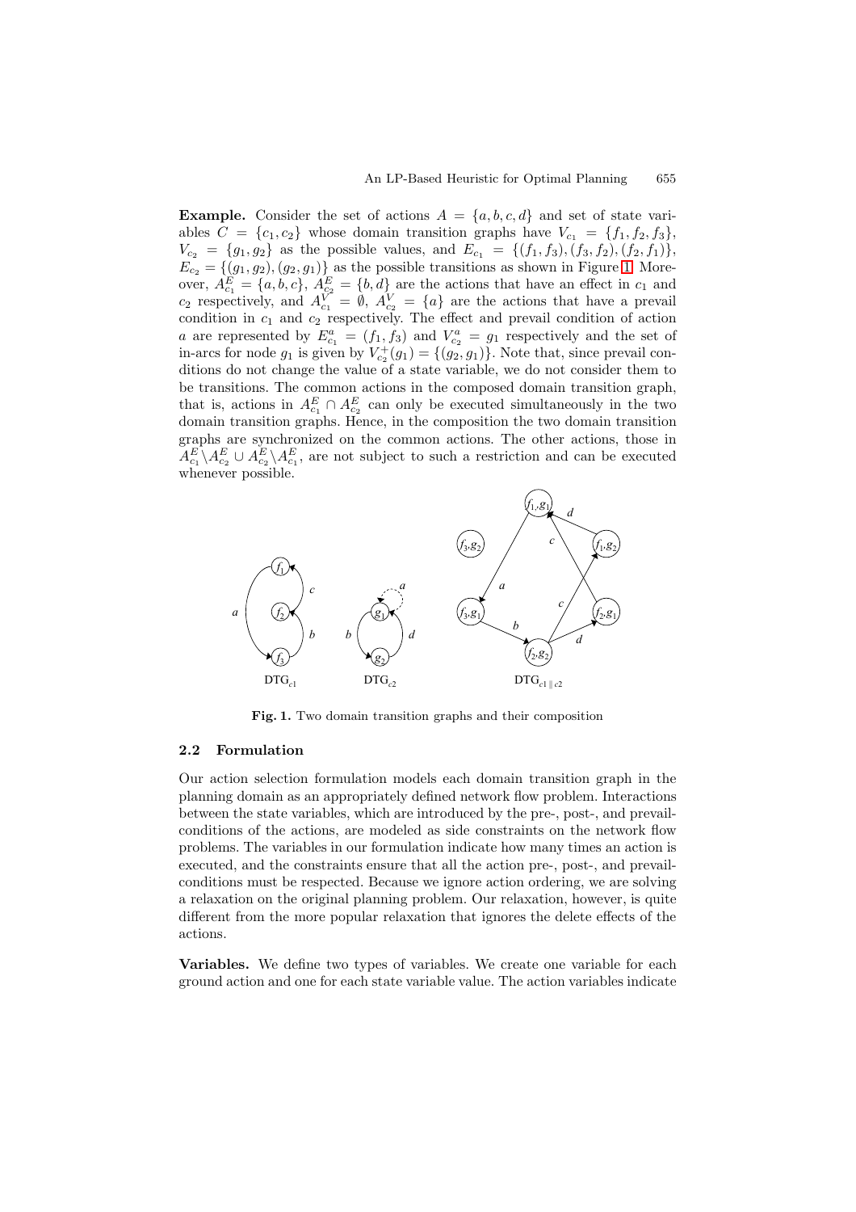**Example.** Consider the set of actions $A = \{a, b, c, d\}$ and set of state variables $C = \{c_1, c_2\}$ whose domain transition graphs have $V_{c_1} = \{f_1, f_2, f_3\}$, $V_{c_2} = \{g_1, g_2\}$ as the possible values, and $E_{c_1} = \{(f_1, f_3), (f_3, f_2), (f_2, f_1)\}$, $E_{c_2} = \{(g_1, g_2), (g_2, g_1)\}$ as the possible transitions as shown in Figure 1. Moreover, $A^E_{c_1} = \{a, b, c\}$, $A^E_{c_2} = \{b, d\}$ are the actions that have an effect in $c_1$ and $c_2$ respectively, and $A^V_{c_1} = \emptyset$, $A^V_{c_2} = \{a\}$ are the actions that have a prevail condition in $c_1$ and $c_2$ respectively. The effect and prevail condition of action $a$ are represented by $E^a_{c_1} = (f_1, f_3)$ and $V^a_{c_2} = g_1$ respectively and the set of in-arcs for node $g_1$ is given by $V^+_{c_2}(g_1) = \{(g_2, g_1)\}$. Note that, since prevail conditions do not change the value of a state variable, we do not consider them to be transitions. The common actions in the composed domain transition graph, that is, actions in $A^E_{c_1} \cap A^E_{c_2}$ can only be executed simultaneously in the two domain transition graphs. Hence, in the composition the two domain transition graphs are synchronized on the common actions. The other actions, those in $A^E_{c_1} \backslash A^E_{c_2} \cup A^E_{c_2} \backslash A^E_{c_1}$, are not subject to such a restriction and can be executed whenever possible.

**Fig. 1.** Two domain transition graphs and their composition

### 2.2 Formulation

Our action selection formulation models each domain transition graph in the planning domain as an appropriately defined network flow problem. Interactions between the state variables, which are introduced by the pre-, post-, and prevail-conditions of the actions, are modeled as side constraints on the network flow problems. The variables in our formulation indicate how many times an action is executed, and the constraints ensure that all the action pre-, post-, and prevail-conditions must be respected. Because we ignore action ordering, we are solving a relaxation on the original planning problem. Our relaxation, however, is quite different from the more popular relaxation that ignores the delete effects of the actions.

**Variables.** We define two types of variables. We create one variable for each ground action and one for each state variable value. The action variables indicate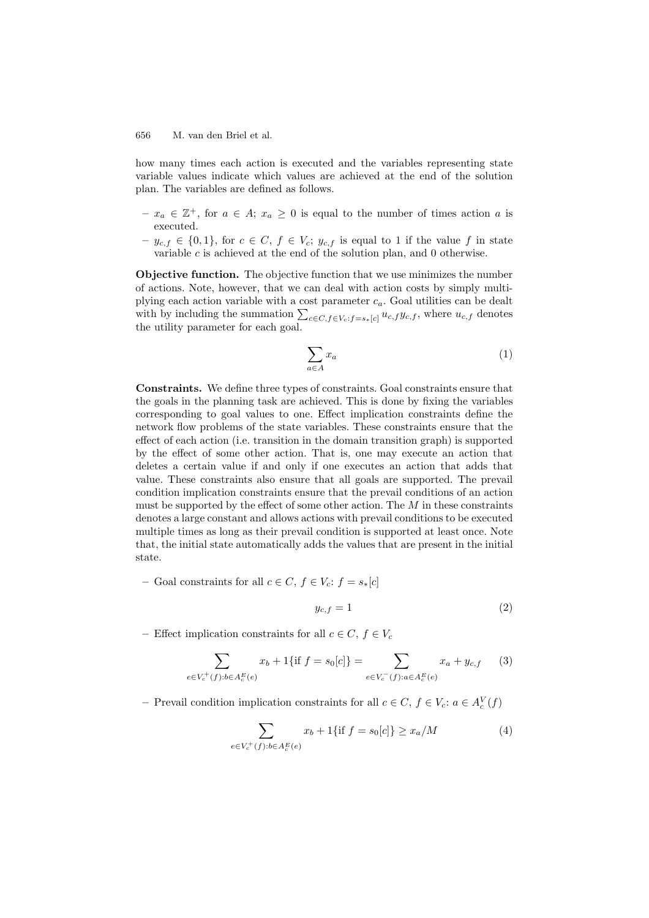how many times each action is executed and the variables representing state variable values indicate which values are achieved at the end of the solution plan. The variables are defined as follows.

- $x_a \in \mathbb{Z}^+$, for $a \in A$; $x_a \geq 0$ is equal to the number of times action $a$ is executed.
- $y_{c,f} \in \{0, 1\}$, for $c \in C$, $f \in V_c$; $y_{c,f}$ is equal to 1 if the value $f$ in state variable $c$ is achieved at the end of the solution plan, and 0 otherwise.

**Objective function.** The objective function that we use minimizes the number of actions. Note, however, that we can deal with action costs by simply multiplying each action variable with a cost parameter $c_a$. Goal utilities can be dealt with by including the summation $\sum_{c \in C, f \in V_c : f = s_*[c]} u_{c,f} y_{c,f}$, where $u_{c,f}$ denotes the utility parameter for each goal.

$$\sum_{a \in A} x_a \tag{1}$$

**Constraints.** We define three types of constraints. Goal constraints ensure that the goals in the planning task are achieved. This is done by fixing the variables corresponding to goal values to one. Effect implication constraints define the network flow problems of the state variables. These constraints ensure that the effect of each action (i.e. transition in the domain transition graph) is supported by the effect of some other action. That is, one may execute an action that deletes a certain value if and only if one executes an action that adds that value. These constraints also ensure that all goals are supported. The prevail condition implication constraints ensure that the prevail conditions of an action must be supported by the effect of some other action. The $M$ in these constraints denotes a large constant and allows actions with prevail conditions to be executed multiple times as long as their prevail condition is supported at least once. Note that, the initial state automatically adds the values that are present in the initial state.

- Goal constraints for all $c \in C$, $f \in V_c$: $f = s_*[c]$

$$y_{c,f} = 1 \tag{2}$$

- Effect implication constraints for all $c \in C$, $f \in V_c$

$$\sum_{e \in V_c^+(f) : b \in A_c^E(e)} x_b + 1\{\text{if } f = s_0[c]\} = \sum_{e \in V_c^-(f) : a \in A_c^E(e)} x_a + y_{c,f} \tag{3}$$

- Prevail condition implication constraints for all $c \in C$, $f \in V_c$: $a \in A_c^V(f)$

$$\sum_{e \in V_c^+(f) : b \in A_c^E(e)} x_b + 1\{\text{if } f = s_0[c]\} \geq x_a / M \tag{4}$$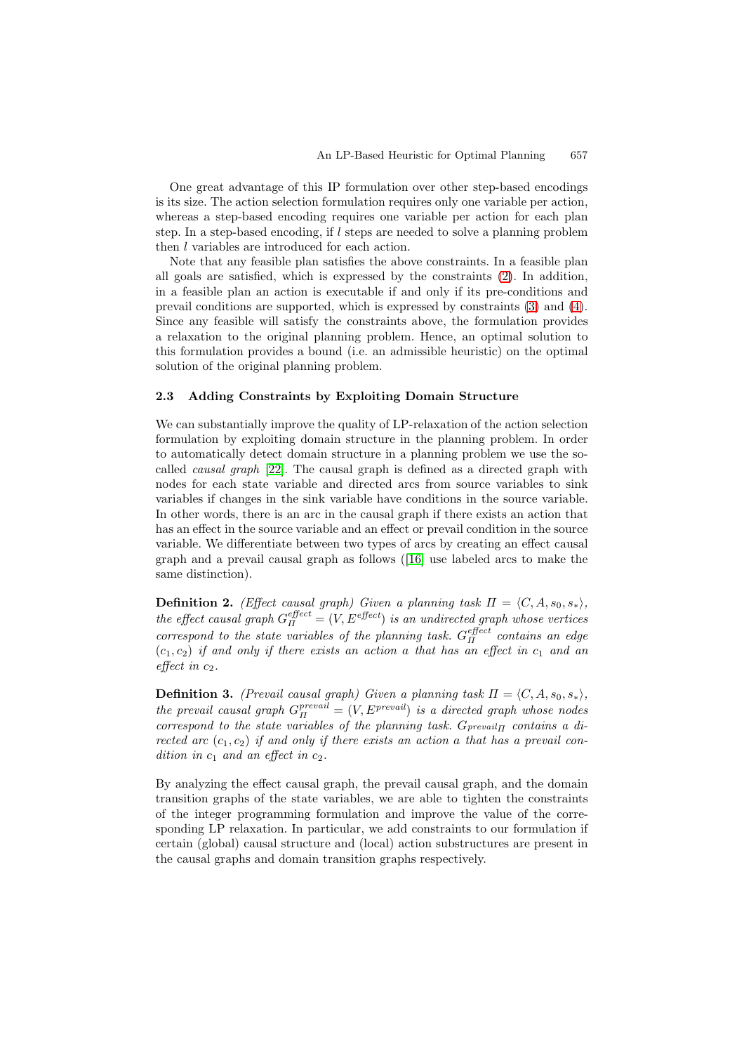One great advantage of this IP formulation over other step-based encodings is its size. The action selection formulation requires only one variable per action, whereas a step-based encoding requires one variable per action for each plan step. In a step-based encoding, if $l$ steps are needed to solve a planning problem then $l$ variables are introduced for each action.

Note that any feasible plan satisfies the above constraints. In a feasible plan all goals are satisfied, which is expressed by the constraints (2). In addition, in a feasible plan an action is executable if and only if its pre-conditions and prevail conditions are supported, which is expressed by constraints (3) and (4). Since any feasible will satisfy the constraints above, the formulation provides a relaxation to the original planning problem. Hence, an optimal solution to this formulation provides a bound (i.e. an admissible heuristic) on the optimal solution of the original planning problem.

### 2.3 Adding Constraints by Exploiting Domain Structure

We can substantially improve the quality of LP-relaxation of the action selection formulation by exploiting domain structure in the planning problem. In order to automatically detect domain structure in a planning problem we use the so-called *causal graph* [22]. The causal graph is defined as a directed graph with nodes for each state variable and directed arcs from source variables to sink variables if changes in the sink variable have conditions in the source variable. In other words, there is an arc in the causal graph if there exists an action that has an effect in the source variable and an effect or prevail condition in the source variable. We differentiate between two types of arcs by creating an effect causal graph and a prevail causal graph as follows ([16] use labeled arcs to make the same distinction).

**Definition 2.** *(Effect causal graph) Given a planning task $\Pi = \langle C, A, s_0, s_* \rangle$, the effect causal graph $G_{\Pi}^{effect} = (V, E^{effect})$ is an undirected graph whose vertices correspond to the state variables of the planning task. $G_{\Pi}^{effect}$ contains an edge $(c_1, c_2)$ if and only if there exists an action $a$ that has an effect in $c_1$ and an effect in $c_2$.*

**Definition 3.** *(Prevail causal graph) Given a planning task $\Pi = \langle C, A, s_0, s_* \rangle$, the prevail causal graph $G_{\Pi}^{prevail} = (V, E^{prevail})$ is a directed graph whose nodes correspond to the state variables of the planning task. $G_{prevail_{\Pi}}$ contains a directed arc $(c_1, c_2)$ if and only if there exists an action $a$ that has a prevail condition in $c_1$ and an effect in $c_2$.*

By analyzing the effect causal graph, the prevail causal graph, and the domain transition graphs of the state variables, we are able to tighten the constraints of the integer programming formulation and improve the value of the corresponding LP relaxation. In particular, we add constraints to our formulation if certain (global) causal structure and (local) action substructures are present in the causal graphs and domain transition graphs respectively.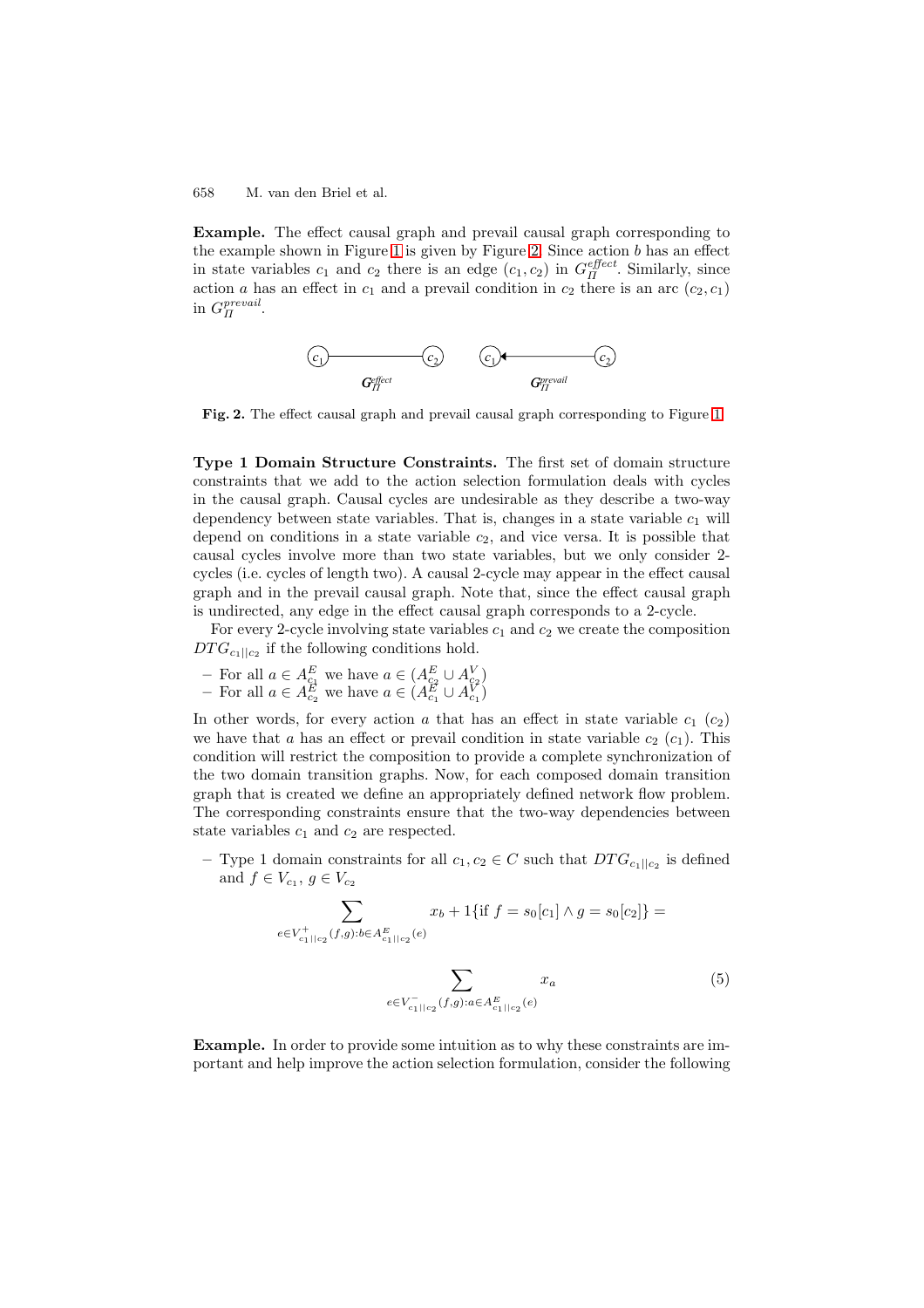**Example.** The effect causal graph and prevail causal graph corresponding to the example shown in Figure 1 is given by Figure 2. Since action $b$ has an effect in state variables $c_1$ and $c_2$ there is an edge $(c_1, c_2)$ in $G_{\Pi}^{effect}$. Similarly, since action $a$ has an effect in $c_1$ and a prevail condition in $c_2$ there is an arc $(c_2, c_1)$ in $G_{\Pi}^{prevail}$.

**Fig. 2.** The effect causal graph and prevail causal graph corresponding to Figure 1

**Type 1 Domain Structure Constraints.** The first set of domain structure constraints that we add to the action selection formulation deals with cycles in the causal graph. Causal cycles are undesirable as they describe a two-way dependency between state variables. That is, changes in a state variable $c_1$ will depend on conditions in a state variable $c_2$, and vice versa. It is possible that causal cycles involve more than two state variables, but we only consider 2-cycles (i.e. cycles of length two). A causal 2-cycle may appear in the effect causal graph and in the prevail causal graph. Note that, since the effect causal graph is undirected, any edge in the effect causal graph corresponds to a 2-cycle.

For every 2-cycle involving state variables $c_1$ and $c_2$ we create the composition $DTG_{c_1||c_2}$ if the following conditions hold.

- For all $a \in A_{c_1}^E$ we have $a \in (A_{c_2}^E \cup A_{c_2}^V)$
- For all $a \in A_{c_2}^E$ we have $a \in (A_{c_1}^E \cup A_{c_1}^V)$

In other words, for every action $a$ that has an effect in state variable $c_1$ ($c_2$) we have that $a$ has an effect or prevail condition in state variable $c_2$ ($c_1$). This condition will restrict the composition to provide a complete synchronization of the two domain transition graphs. Now, for each composed domain transition graph that is created we define an appropriately defined network flow problem. The corresponding constraints ensure that the two-way dependencies between state variables $c_1$ and $c_2$ are respected.

- Type 1 domain constraints for all $c_1, c_2 \in C$ such that $DTG_{c_1||c_2}$ is defined and $f \in V_{c_1}$, $g \in V_{c_2}$

$$\sum_{e \in V_{c_1||c_2}^{+}(f,g): b \in A_{c_1||c_2}^{E}(e)} x_b + 1\{\text{if } f = s_0[c_1] \wedge g = s_0[c_2]\} =$$

$$\sum_{e \in V_{c_1||c_2}^{-}(f,g): a \in A_{c_1||c_2}^{E}(e)} x_a \qquad (5)$$

**Example.** In order to provide some intuition as to why these constraints are important and help improve the action selection formulation, consider the following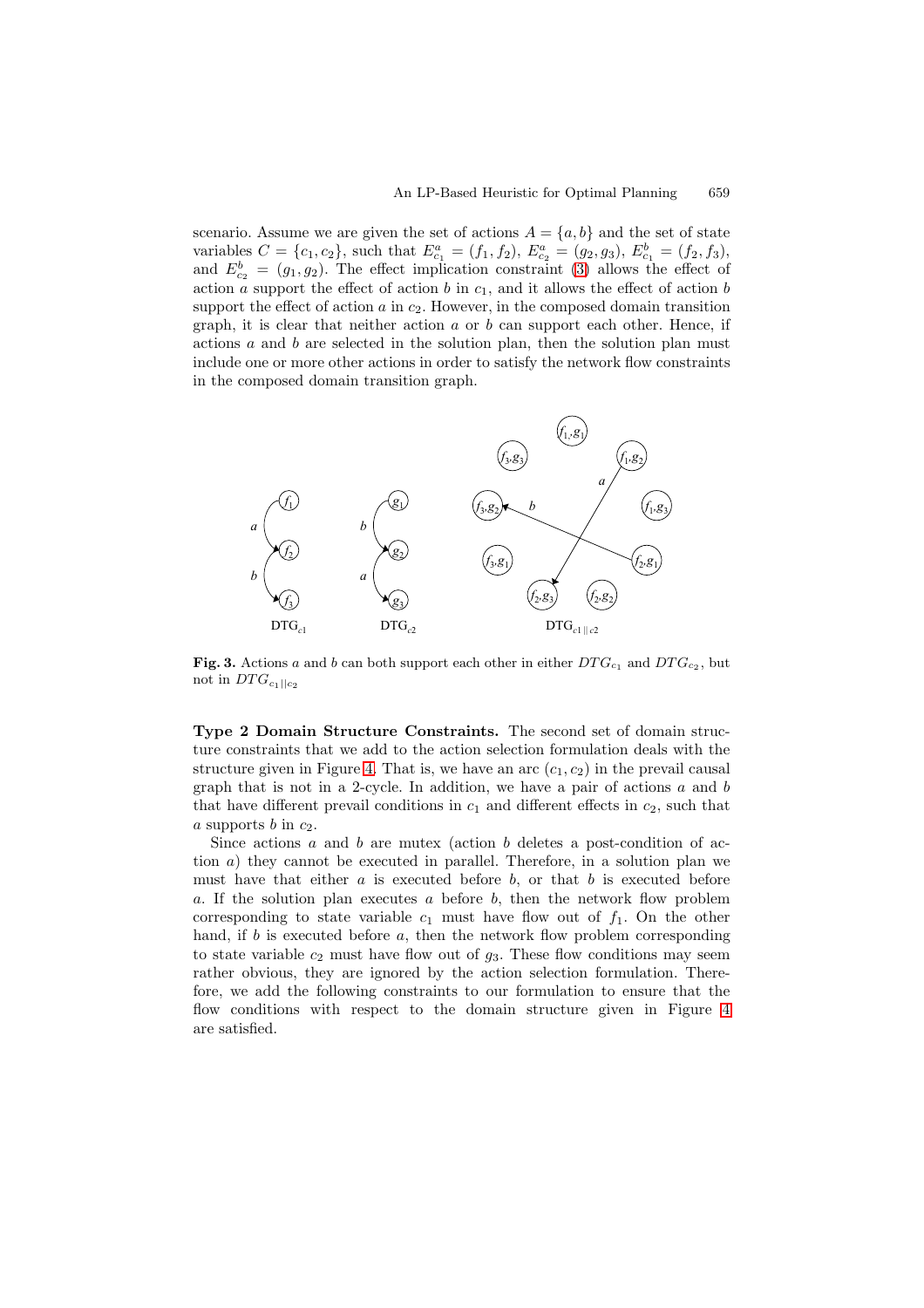scenario. Assume we are given the set of actions $A = \{a, b\}$ and the set of state variables $C = \{c_1, c_2\}$, such that $E^a_{c_1} = (f_1, f_2)$, $E^a_{c_2} = (g_2, g_3)$, $E^b_{c_1} = (f_2, f_3)$, and $E^b_{c_2} = (g_1, g_2)$. The effect implication constraint (3) allows the effect of action $a$ support the effect of action $b$ in $c_1$, and it allows the effect of action $b$ support the effect of action $a$ in $c_2$. However, in the composed domain transition graph, it is clear that neither action $a$ or $b$ can support each other. Hence, if actions $a$ and $b$ are selected in the solution plan, then the solution plan must include one or more other actions in order to satisfy the network flow constraints in the composed domain transition graph.

**Fig. 3.** Actions $a$ and $b$ can both support each other in either $DTG_{c_1}$ and $DTG_{c_2}$, but not in $DTG_{c_1||c_2}$

**Type 2 Domain Structure Constraints.** The second set of domain structure constraints that we add to the action selection formulation deals with the structure given in Figure 4. That is, we have an arc $(c_1, c_2)$ in the prevail causal graph that is not in a 2-cycle. In addition, we have a pair of actions $a$ and $b$ that have different prevail conditions in $c_1$ and different effects in $c_2$, such that $a$ supports $b$ in $c_2$.

Since actions $a$ and $b$ are mutex (action $b$ deletes a post-condition of action $a$) they cannot be executed in parallel. Therefore, in a solution plan we must have that either $a$ is executed before $b$, or that $b$ is executed before $a$. If the solution plan executes $a$ before $b$, then the network flow problem corresponding to state variable $c_1$ must have flow out of $f_1$. On the other hand, if $b$ is executed before $a$, then the network flow problem corresponding to state variable $c_2$ must have flow out of $g_3$. These flow conditions may seem rather obvious, they are ignored by the action selection formulation. Therefore, we add the following constraints to our formulation to ensure that the flow conditions with respect to the domain structure given in Figure 4 are satisfied.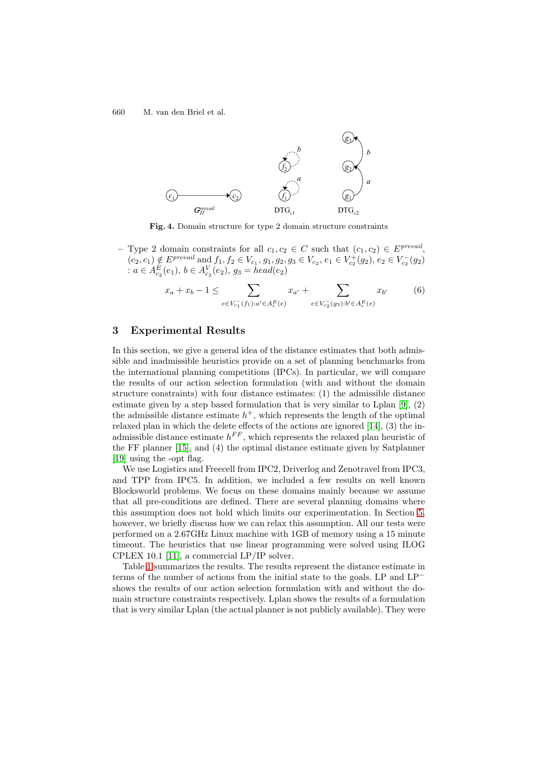**Fig. 4.** Domain structure for type 2 domain structure constraints

– Type 2 domain constraints for all $c_1, c_2 \in C$ such that $(c_1, c_2) \in E^{prevail}$, $(c_2, c_1) \notin E^{prevail}$ and $f_1, f_2 \in V_{c_1}$, $g_1, g_2, g_3 \in V_{c_2}$, $e_1 \in V^+_{c_2}(g_2)$, $e_2 \in V^-_{c_2}(g_2)$ : $a \in A^E_{c_2}(e_1)$, $b \in A^V_{c_2}(e_2)$, $g_3 = head(e_2)$

$$x_a + x_b - 1 \leq \sum_{e \in V^-_{c_1}(f_1): a' \in A^E_c(e)} x_{a'} + \sum_{e \in V^-_{c_2}(g_3): b' \in A^E_c(e)} x_{b'} \qquad (6)$$

## 3 Experimental Results

In this section, we give a general idea of the distance estimates that both admissible and inadmissible heuristics provide on a set of planning benchmarks from the international planning competitions (IPCs). In particular, we will compare the results of our action selection formulation (with and without the domain structure constraints) with four distance estimates: (1) the admissible distance estimate given by a step based formulation that is very similar to Lplan [9], (2) the admissible distance estimate $h^+$, which represents the length of the optimal relaxed plan in which the delete effects of the actions are ignored [14], (3) the inadmissible distance estimate $h^{FF}$, which represents the relaxed plan heuristic of the FF planner [15], and (4) the optimal distance estimate given by Satplanner [19] using the -opt flag.

We use Logistics and Freecell from IPC2, Driverlog and Zenotravel from IPC3, and TPP from IPC5. In addition, we included a few results on well known Blocksworld problems. We focus on these domains mainly because we assume that all pre-conditions are defined. There are several planning domains where this assumption does not hold which limits our experimentation. In Section 5, however, we briefly discuss how we can relax this assumption. All our tests were performed on a 2.67GHz Linux machine with 1GB of memory using a 15 minute timeout. The heuristics that use linear programming were solved using ILOG CPLEX 10.1 [11], a commercial LP/IP solver.

Table 1 summarizes the results. The results represent the distance estimate in terms of the number of actions from the initial state to the goals. LP and $\text{LP}^-$ shows the results of our action selection formulation with and without the domain structure constraints respectively. Lplan shows the results of a formulation that is very similar Lplan (the actual planner is not publicly available). They were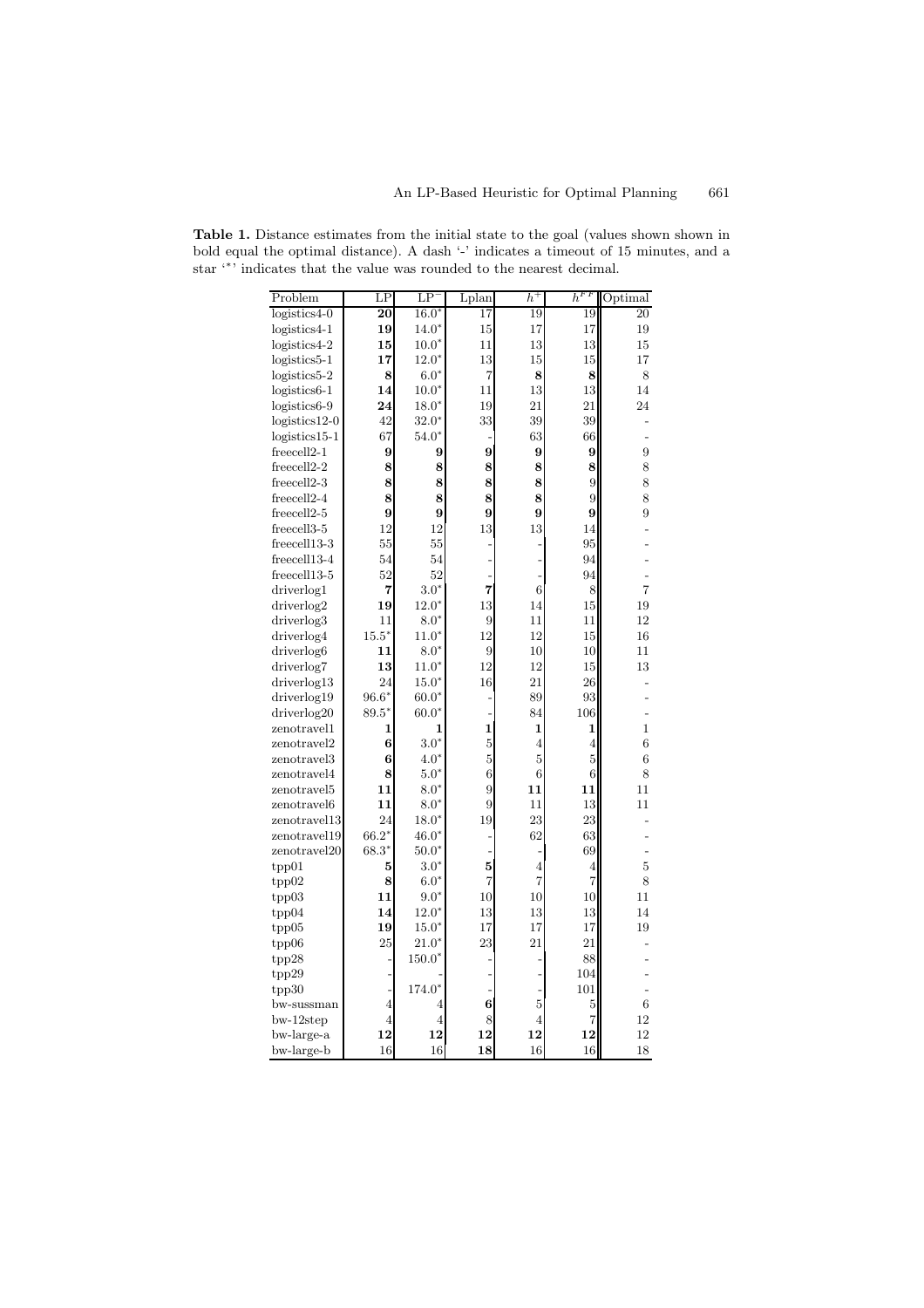**Table 1.** Distance estimates from the initial state to the goal (values shown shown in bold equal the optimal distance). A dash '-' indicates a timeout of 15 minutes, and a star '*' indicates that the value was rounded to the nearest decimal.

| Problem | LP | $\text{LP}^-$ | Lplan | $h^+$ | $h^{FF}$ | Optimal |
|---|---|---|---|---|---|---|
| logistics4-0 | **20** | 16.0* | 17 | 19 | 19 | 20 |
| logistics4-1 | **19** | 14.0* | 15 | 17 | 17 | 19 |
| logistics4-2 | **15** | 10.0* | 11 | 13 | 13 | 15 |
| logistics5-1 | **17** | 12.0* | 13 | 15 | 15 | 17 |
| logistics5-2 | **8** | 6.0* | 7 | **8** | **8** | 8 |
| logistics6-1 | **14** | 10.0* | 11 | 13 | 13 | 14 |
| logistics6-9 | **24** | 18.0* | 19 | 21 | 21 | 24 |
| logistics12-0 | 42 | 32.0* | 33 | 39 | 39 | - |
| logistics15-1 | 67 | 54.0* | - | 63 | 66 | - |
| freecell2-1 | **9** | **9** | **9** | **9** | **9** | 9 |
| freecell2-2 | **8** | **8** | **8** | **8** | **8** | 8 |
| freecell2-3 | **8** | **8** | **8** | **8** | 9 | 8 |
| freecell2-4 | **8** | **8** | **8** | **8** | 9 | 8 |
| freecell2-5 | **9** | **9** | **9** | **9** | **9** | 9 |
| freecell3-5 | 12 | 12 | 13 | 13 | 14 | - |
| freecell13-3 | 55 | 55 | - | - | 95 | - |
| freecell13-4 | 54 | 54 | - | - | 94 | - |
| freecell13-5 | 52 | 52 | - | - | 94 | - |
| driverlog1 | **7** | 3.0* | **7** | 6 | 8 | 7 |
| driverlog2 | **19** | 12.0* | 13 | 14 | 15 | 19 |
| driverlog3 | 11 | 8.0* | 9 | 11 | 11 | 12 |
| driverlog4 | 15.5* | 11.0* | 12 | 12 | 15 | 16 |
| driverlog6 | **11** | 8.0* | 9 | 10 | 10 | 11 |
| driverlog7 | **13** | 11.0* | 12 | 12 | 15 | 13 |
| driverlog13 | 24 | 15.0* | 16 | 21 | 26 | - |
| driverlog19 | 96.6* | 60.0* | - | 89 | 93 | - |
| driverlog20 | 89.5* | 60.0* | - | 84 | 106 | - |
| zenotravel1 | **1** | **1** | **1** | **1** | **1** | 1 |
| zenotravel2 | **6** | 3.0* | 5 | 4 | 4 | 6 |
| zenotravel3 | **6** | 4.0* | 5 | 5 | 5 | 6 |
| zenotravel4 | **8** | 5.0* | 6 | 6 | 6 | 8 |
| zenotravel5 | **11** | 8.0* | 9 | **11** | **11** | 11 |
| zenotravel6 | **11** | 8.0* | 9 | 11 | 13 | 11 |
| zenotravel13 | 24 | 18.0* | 19 | 23 | 23 | - |
| zenotravel19 | 66.2* | 46.0* | - | 62 | 63 | - |
| zenotravel20 | 68.3* | 50.0* | - | - | 69 | - |
| tpp01 | **5** | 3.0* | **5** | 4 | 4 | 5 |
| tpp02 | **8** | 6.0* | 7 | 7 | 7 | 8 |
| tpp03 | **11** | 9.0* | 10 | 10 | 10 | 11 |
| tpp04 | **14** | 12.0* | 13 | 13 | 13 | 14 |
| tpp05 | **19** | 15.0* | 17 | 17 | 17 | 19 |
| tpp06 | 25 | 21.0* | 23 | 21 | 21 | - |
| tpp28 | - | 150.0* | - | - | 88 | - |
| tpp29 | - | - | - | - | 104 | - |
| tpp30 | - | 174.0* | - | - | 101 | - |
| bw-sussman | 4 | 4 | **6** | 5 | 5 | 6 |
| bw-12step | 4 | 4 | 8 | 4 | 7 | 12 |
| bw-large-a | **12** | **12** | **12** | **12** | **12** | 12 |
| bw-large-b | 16 | 16 | **18** | 16 | 16 | 18 |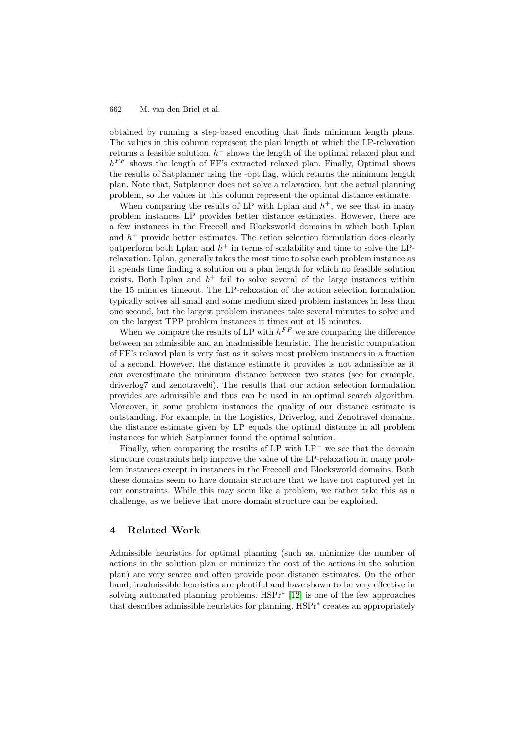obtained by running a step-based encoding that finds minimum length plans. The values in this column represent the plan length at which the LP-relaxation returns a feasible solution. $h^+$ shows the length of the optimal relaxed plan and $h^{FF}$ shows the length of FF's extracted relaxed plan. Finally, Optimal shows the results of Satplanner using the -opt flag, which returns the minimum length plan. Note that, Satplanner does not solve a relaxation, but the actual planning problem, so the values in this column represent the optimal distance estimate.

When comparing the results of LP with Lplan and $h^+$, we see that in many problem instances LP provides better distance estimates. However, there are a few instances in the Freecell and Blocksworld domains in which both Lplan and $h^+$ provide better estimates. The action selection formulation does clearly outperform both Lplan and $h^+$ in terms of scalability and time to solve the LP-relaxation. Lplan, generally takes the most time to solve each problem instance as it spends time finding a solution on a plan length for which no feasible solution exists. Both Lplan and $h^+$ fail to solve several of the large instances within the 15 minutes timeout. The LP-relaxation of the action selection formulation typically solves all small and some medium sized problem instances in less than one second, but the largest problem instances take several minutes to solve and on the largest TPP problem instances it times out at 15 minutes.

When we compare the results of LP with $h^{FF}$ we are comparing the difference between an admissible and an inadmissible heuristic. The heuristic computation of FF's relaxed plan is very fast as it solves most problem instances in a fraction of a second. However, the distance estimate it provides is not admissible as it can overestimate the minimum distance between two states (see for example, driverlog7 and zenotravel6). The results that our action selection formulation provides are admissible and thus can be used in an optimal search algorithm. Moreover, in some problem instances the quality of our distance estimate is outstanding. For example, in the Logistics, Driverlog, and Zenotravel domains, the distance estimate given by LP equals the optimal distance in all problem instances for which Satplanner found the optimal solution.

Finally, when comparing the results of LP with LP$^-$ we see that the domain structure constraints help improve the value of the LP-relaxation in many problem instances except in instances in the Freecell and Blocksworld domains. Both these domains seem to have domain structure that we have not captured yet in our constraints. While this may seem like a problem, we rather take this as a challenge, as we believe that more domain structure can be exploited.

## 4 Related Work

Admissible heuristics for optimal planning (such as, minimize the number of actions in the solution plan or minimize the cost of the actions in the solution plan) are very scarce and often provide poor distance estimates. On the other hand, inadmissible heuristics are plentiful and have shown to be very effective in solving automated planning problems. HSPr$^*$ [12] is one of the few approaches that describes admissible heuristics for planning. HSPr$^*$ creates an appropriately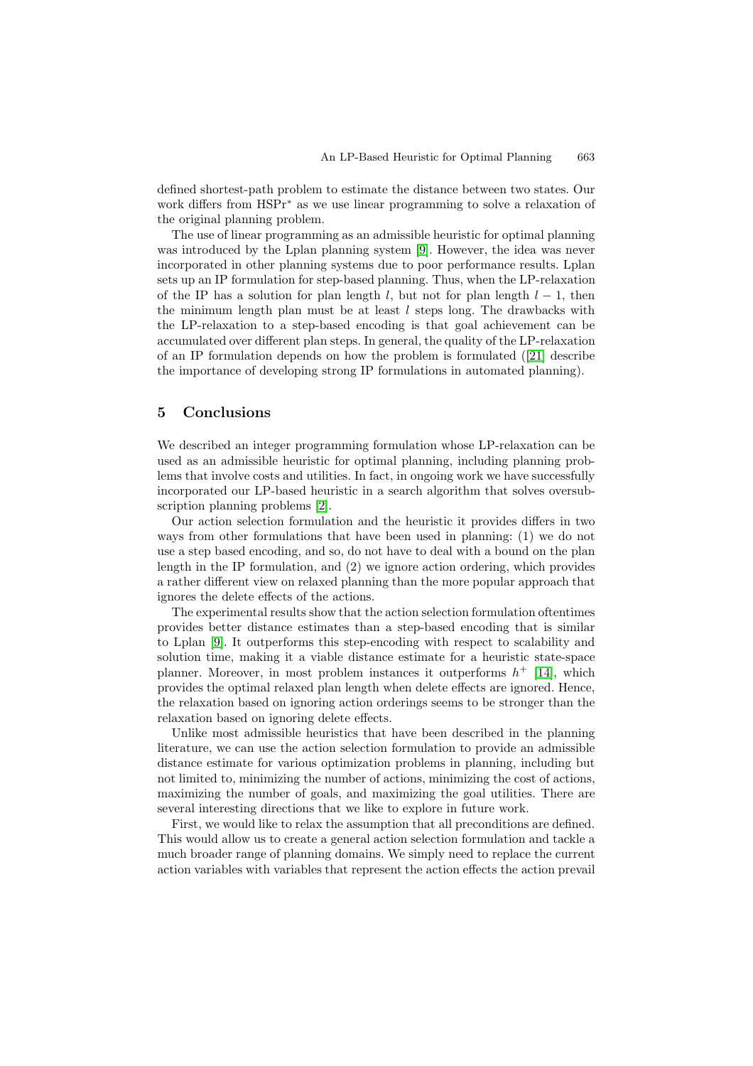defined shortest-path problem to estimate the distance between two states. Our work differs from HSPr* as we use linear programming to solve a relaxation of the original planning problem.

The use of linear programming as an admissible heuristic for optimal planning was introduced by the Lplan planning system [9]. However, the idea was never incorporated in other planning systems due to poor performance results. Lplan sets up an IP formulation for step-based planning. Thus, when the LP-relaxation of the IP has a solution for plan length $l$, but not for plan length $l-1$, then the minimum length plan must be at least $l$ steps long. The drawbacks with the LP-relaxation to a step-based encoding is that goal achievement can be accumulated over different plan steps. In general, the quality of the LP-relaxation of an IP formulation depends on how the problem is formulated ([21] describe the importance of developing strong IP formulations in automated planning).

## 5 Conclusions

We described an integer programming formulation whose LP-relaxation can be used as an admissible heuristic for optimal planning, including planning problems that involve costs and utilities. In fact, in ongoing work we have successfully incorporated our LP-based heuristic in a search algorithm that solves oversubscription planning problems [2].

Our action selection formulation and the heuristic it provides differs in two ways from other formulations that have been used in planning: (1) we do not use a step based encoding, and so, do not have to deal with a bound on the plan length in the IP formulation, and (2) we ignore action ordering, which provides a rather different view on relaxed planning than the more popular approach that ignores the delete effects of the actions.

The experimental results show that the action selection formulation oftentimes provides better distance estimates than a step-based encoding that is similar to Lplan [9]. It outperforms this step-encoding with respect to scalability and solution time, making it a viable distance estimate for a heuristic state-space planner. Moreover, in most problem instances it outperforms $h^+$ [14], which provides the optimal relaxed plan length when delete effects are ignored. Hence, the relaxation based on ignoring action orderings seems to be stronger than the relaxation based on ignoring delete effects.

Unlike most admissible heuristics that have been described in the planning literature, we can use the action selection formulation to provide an admissible distance estimate for various optimization problems in planning, including but not limited to, minimizing the number of actions, minimizing the cost of actions, maximizing the number of goals, and maximizing the goal utilities. There are several interesting directions that we like to explore in future work.

First, we would like to relax the assumption that all preconditions are defined. This would allow us to create a general action selection formulation and tackle a much broader range of planning domains. We simply need to replace the current action variables with variables that represent the action effects the action prevail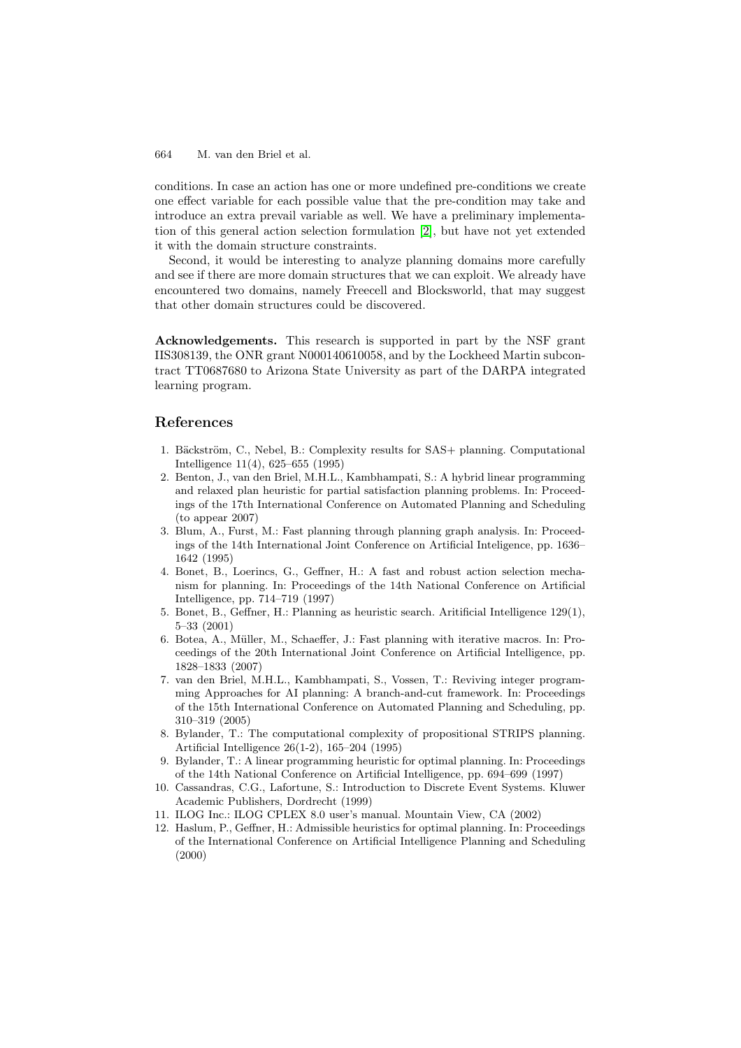conditions. In case an action has one or more undefined pre-conditions we create one effect variable for each possible value that the pre-condition may take and introduce an extra prevail variable as well. We have a preliminary implementation of this general action selection formulation [2], but have not yet extended it with the domain structure constraints.

Second, it would be interesting to analyze planning domains more carefully and see if there are more domain structures that we can exploit. We already have encountered two domains, namely Freecell and Blocksworld, that may suggest that other domain structures could be discovered.

**Acknowledgements.** This research is supported in part by the NSF grant IIS308139, the ONR grant N000140610058, and by the Lockheed Martin subcontract TT0687680 to Arizona State University as part of the DARPA integrated learning program.

## References

1. Bäckström, C., Nebel, B.: Complexity results for SAS+ planning. Computational Intelligence 11(4), 625–655 (1995)
2. Benton, J., van den Briel, M.H.L., Kambhampati, S.: A hybrid linear programming and relaxed plan heuristic for partial satisfaction planning problems. In: Proceedings of the 17th International Conference on Automated Planning and Scheduling (to appear 2007)
3. Blum, A., Furst, M.: Fast planning through planning graph analysis. In: Proceedings of the 14th International Joint Conference on Artificial Inteligence, pp. 1636–1642 (1995)
4. Bonet, B., Loerincs, G., Geffner, H.: A fast and robust action selection mechanism for planning. In: Proceedings of the 14th National Conference on Artificial Intelligence, pp. 714–719 (1997)
5. Bonet, B., Geffner, H.: Planning as heuristic search. Aritificial Intelligence 129(1), 5–33 (2001)
6. Botea, A., Müller, M., Schaeffer, J.: Fast planning with iterative macros. In: Proceedings of the 20th International Joint Conference on Artificial Intelligence, pp. 1828–1833 (2007)
7. van den Briel, M.H.L., Kambhampati, S., Vossen, T.: Reviving integer programming Approaches for AI planning: A branch-and-cut framework. In: Proceedings of the 15th International Conference on Automated Planning and Scheduling, pp. 310–319 (2005)
8. Bylander, T.: The computational complexity of propositional STRIPS planning. Artificial Intelligence 26(1-2), 165–204 (1995)
9. Bylander, T.: A linear programming heuristic for optimal planning. In: Proceedings of the 14th National Conference on Artificial Intelligence, pp. 694–699 (1997)
10. Cassandras, C.G., Lafortune, S.: Introduction to Discrete Event Systems. Kluwer Academic Publishers, Dordrecht (1999)
11. ILOG Inc.: ILOG CPLEX 8.0 user's manual. Mountain View, CA (2002)
12. Haslum, P., Geffner, H.: Admissible heuristics for optimal planning. In: Proceedings of the International Conference on Artificial Intelligence Planning and Scheduling (2000)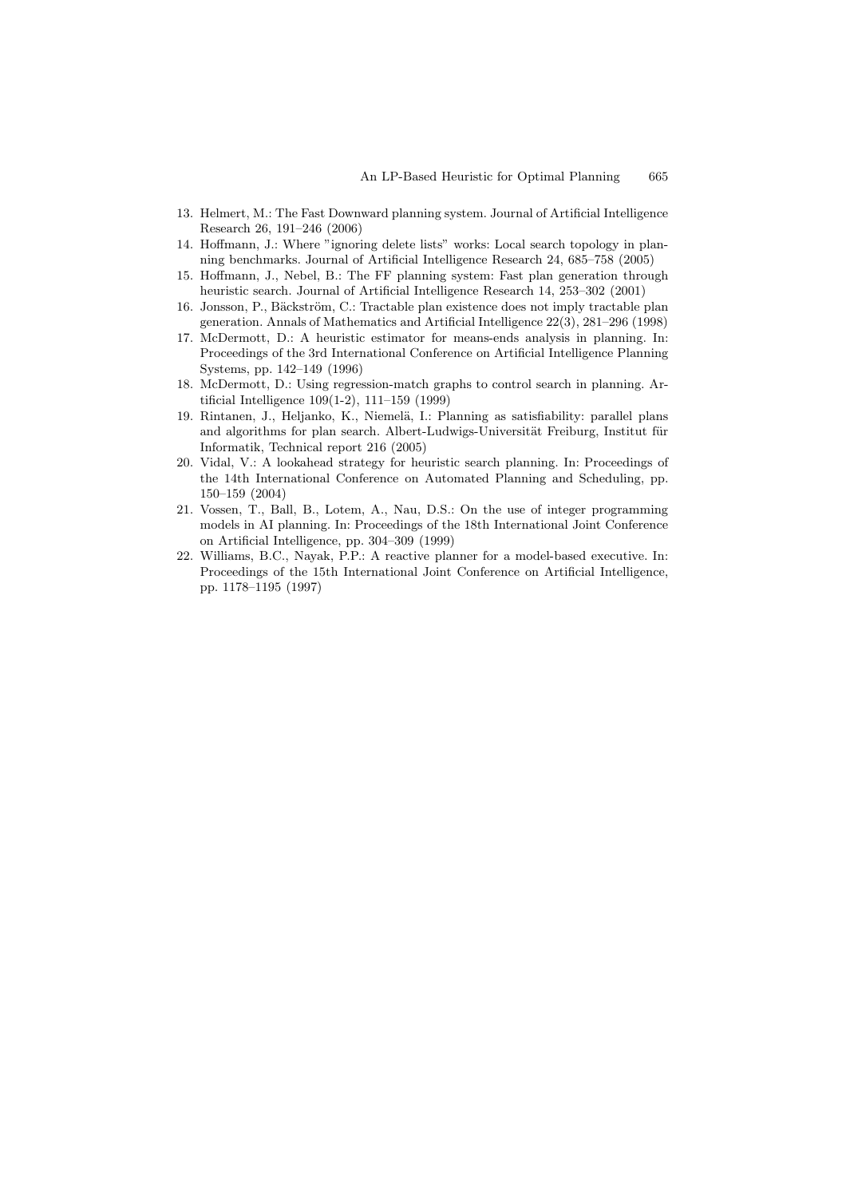13. Helmert, M.: The Fast Downward planning system. Journal of Artificial Intelligence Research 26, 191–246 (2006)
14. Hoffmann, J.: Where "ignoring delete lists" works: Local search topology in planning benchmarks. Journal of Artificial Intelligence Research 24, 685–758 (2005)
15. Hoffmann, J., Nebel, B.: The FF planning system: Fast plan generation through heuristic search. Journal of Artificial Intelligence Research 14, 253–302 (2001)
16. Jonsson, P., Bäckström, C.: Tractable plan existence does not imply tractable plan generation. Annals of Mathematics and Artificial Intelligence 22(3), 281–296 (1998)
17. McDermott, D.: A heuristic estimator for means-ends analysis in planning. In: Proceedings of the 3rd International Conference on Artificial Intelligence Planning Systems, pp. 142–149 (1996)
18. McDermott, D.: Using regression-match graphs to control search in planning. Artificial Intelligence 109(1-2), 111–159 (1999)
19. Rintanen, J., Heljanko, K., Niemelä, I.: Planning as satisfiability: parallel plans and algorithms for plan search. Albert-Ludwigs-Universität Freiburg, Institut für Informatik, Technical report 216 (2005)
20. Vidal, V.: A lookahead strategy for heuristic search planning. In: Proceedings of the 14th International Conference on Automated Planning and Scheduling, pp. 150–159 (2004)
21. Vossen, T., Ball, B., Lotem, A., Nau, D.S.: On the use of integer programming models in AI planning. In: Proceedings of the 18th International Joint Conference on Artificial Intelligence, pp. 304–309 (1999)
22. Williams, B.C., Nayak, P.P.: A reactive planner for a model-based executive. In: Proceedings of the 15th International Joint Conference on Artificial Intelligence, pp. 1178–1195 (1997)